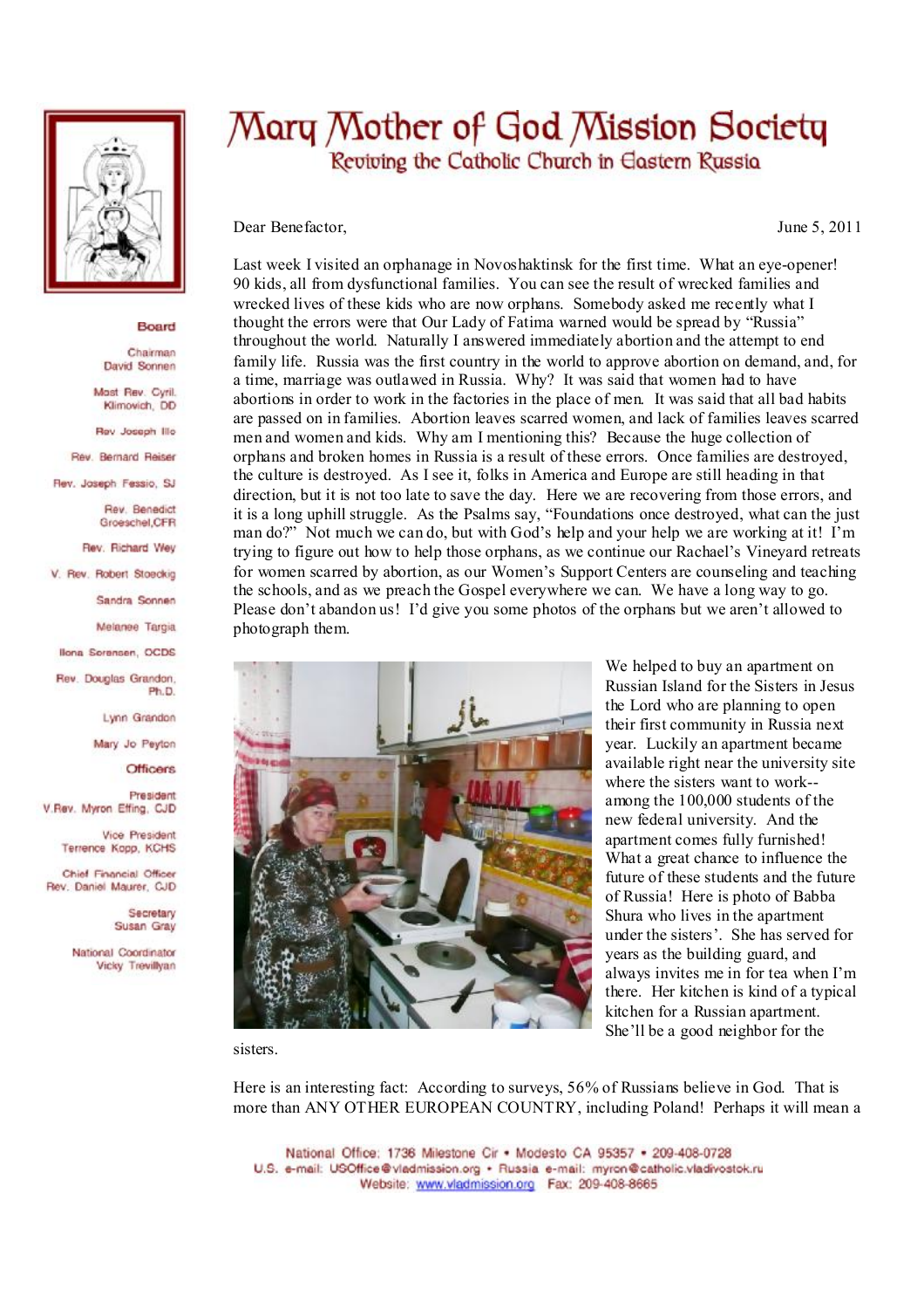# Mary Mother of God Mission Society

## Reviving the Catholic Church in Eastern Russia

**Board**

Chairman
David Sonnen

Most Rev. Cyril Klimovich, DD

Rev Joseph Illo

Rev. Bernard Reiser

Rev. Joseph Fessio, SJ

Rev. Benedict Groeschel, CFR

Rev. Richard Wey

V. Rev. Robert Stoeckig

Sandra Sonnen

Melanee Targia

Ilona Sorensen, OCDS

Rev. Douglas Grandon, Ph.D.

Lynn Grandon

Mary Jo Peyton

**Officers**

President
V.Rev. Myron Effing, CJD

Vice President
Terrence Kopp, KCHS

Chief Financial Officer
Rev. Daniel Maurer, CJD

Secretary
Susan Gray

National Coordinator
Vicky Trevillyan

Dear Benefactor, June 5, 2011

Last week I visited an orphanage in Novoshaktinsk for the first time. What an eye-opener! 90 kids, all from dysfunctional families. You can see the result of wrecked families and wrecked lives of these kids who are now orphans. Somebody asked me recently what I thought the errors were that Our Lady of Fatima warned would be spread by "Russia" throughout the world. Naturally I answered immediately abortion and the attempt to end family life. Russia was the first country in the world to approve abortion on demand, and, for a time, marriage was outlawed in Russia. Why? It was said that women had to have abortions in order to work in the factories in the place of men. It was said that all bad habits are passed on in families. Abortion leaves scarred women, and lack of families leaves scarred men and women and kids. Why am I mentioning this? Because the huge collection of orphans and broken homes in Russia is a result of these errors. Once families are destroyed, the culture is destroyed. As I see it, folks in America and Europe are still heading in that direction, but it is not too late to save the day. Here we are recovering from those errors, and it is a long uphill struggle. As the Psalms say, "Foundations once destroyed, what can the just man do?" Not much we can do, but with God's help and your help we are working at it! I'm trying to figure out how to help those orphans, as we continue our Rachael's Vineyard retreats for women scarred by abortion, as our Women's Support Centers are counseling and teaching the schools, and as we preach the Gospel everywhere we can. We have a long way to go. Please don't abandon us! I'd give you some photos of the orphans but we aren't allowed to photograph them.

We helped to buy an apartment on Russian Island for the Sisters in Jesus the Lord who are planning to open their first community in Russia next year. Luckily an apartment became available right near the university site where the sisters want to work--among the 100,000 students of the new federal university. And the apartment comes fully furnished! What a great chance to influence the future of these students and the future of Russia! Here is photo of Babba Shura who lives in the apartment under the sisters'. She has served for years as the building guard, and always invites me in for tea when I'm there. Her kitchen is kind of a typical kitchen for a Russian apartment. She'll be a good neighbor for the sisters.

Here is an interesting fact: According to surveys, 56% of Russians believe in God. That is more than ANY OTHER EUROPEAN COUNTRY, including Poland! Perhaps it will mean a

National Office: 1736 Milestone Cir • Modesto CA 95357 • 209-408-0728
U.S. e-mail: USOffice@vladmission.org • Russia e-mail: myron@catholic.vladivostok.ru
Website: www.vladmission.org Fax: 209-408-8665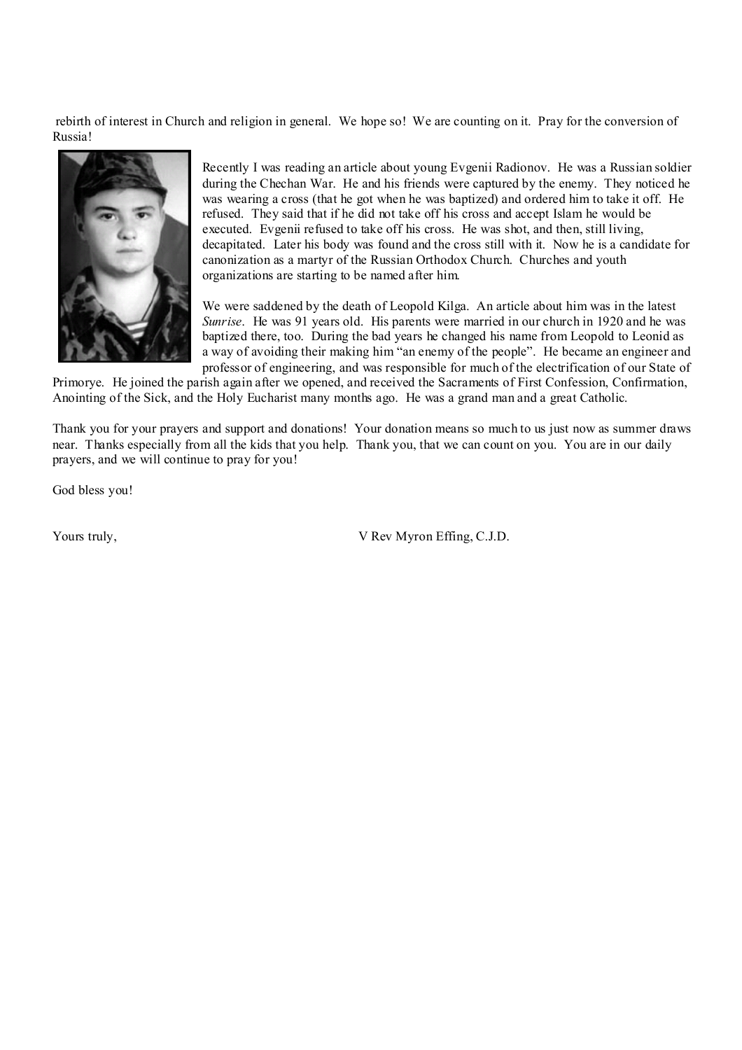rebirth of interest in Church and religion in general. We hope so! We are counting on it. Pray for the conversion of Russia!

Recently I was reading an article about young Evgenii Radionov. He was a Russian soldier during the Chechan War. He and his friends were captured by the enemy. They noticed he was wearing a cross (that he got when he was baptized) and ordered him to take it off. He refused. They said that if he did not take off his cross and accept Islam he would be executed. Evgenii refused to take off his cross. He was shot, and then, still living, decapitated. Later his body was found and the cross still with it. Now he is a candidate for canonization as a martyr of the Russian Orthodox Church. Churches and youth organizations are starting to be named after him.

We were saddened by the death of Leopold Kilga. An article about him was in the latest *Sunrise*. He was 91 years old. His parents were married in our church in 1920 and he was baptized there, too. During the bad years he changed his name from Leopold to Leonid as a way of avoiding their making him "an enemy of the people". He became an engineer and professor of engineering, and was responsible for much of the electrification of our State of Primorye. He joined the parish again after we opened, and received the Sacraments of First Confession, Confirmation, Anointing of the Sick, and the Holy Eucharist many months ago. He was a grand man and a great Catholic.

Thank you for your prayers and support and donations! Your donation means so much to us just now as summer draws near. Thanks especially from all the kids that you help. Thank you, that we can count on you. You are in our daily prayers, and we will continue to pray for you!

God bless you!

Yours truly,

V Rev Myron Effing, C.J.D.